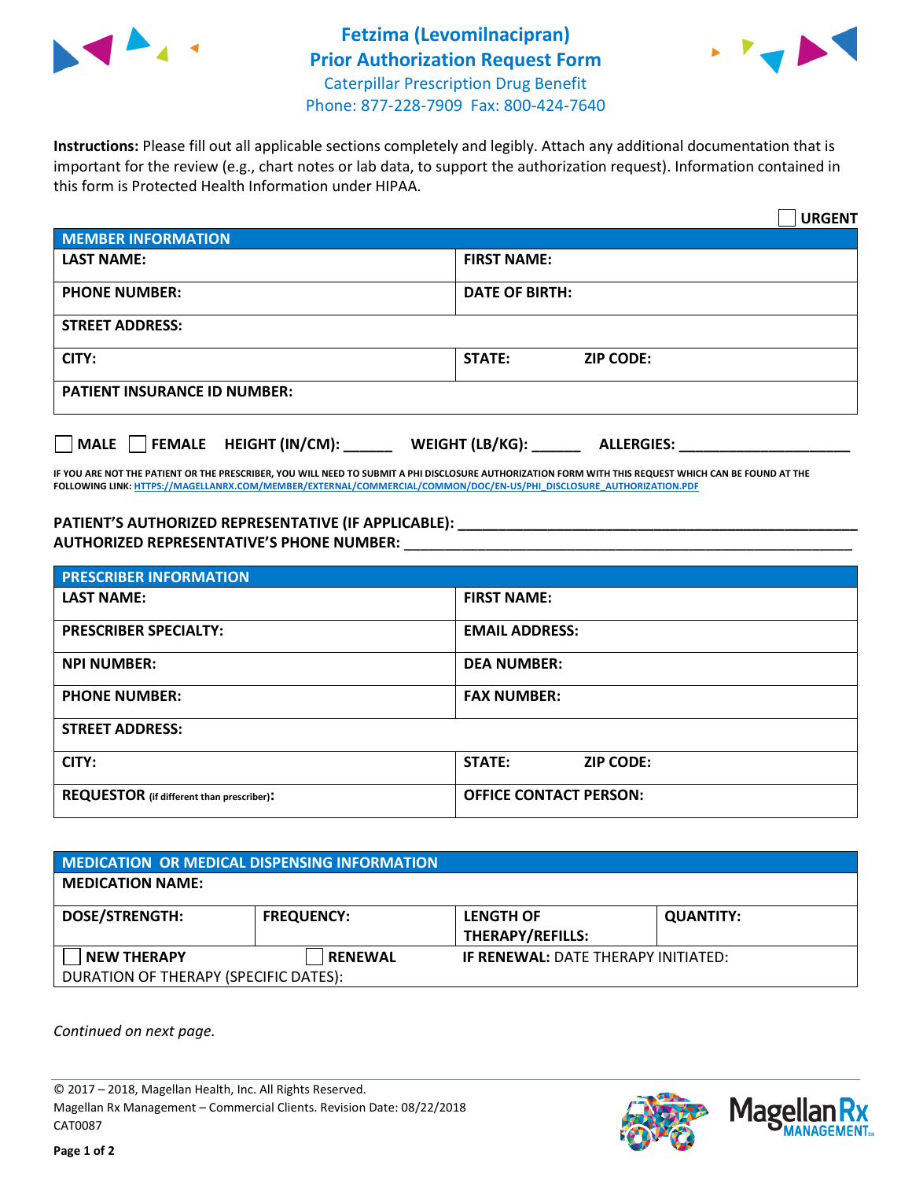# Fetzima (Levomilnacipran) Prior Authorization Request Form

Caterpillar Prescription Drug Benefit
Phone: 877-228-7909 Fax: 800-424-7640

**Instructions:** Please fill out all applicable sections completely and legibly. Attach any additional documentation that is important for the review (e.g., chart notes or lab data, to support the authorization request). Information contained in this form is Protected Health Information under HIPAA.

☐ **URGENT**

| **MEMBER INFORMATION** | |
|---|---|
| **LAST NAME:** | **FIRST NAME:** |
| **PHONE NUMBER:** | **DATE OF BIRTH:** |
| **STREET ADDRESS:** | |
| **CITY:** | **STATE:** **ZIP CODE:** |
| **PATIENT INSURANCE ID NUMBER:** | |

☐ **MALE** ☐ **FEMALE** **HEIGHT (IN/CM):** ______ **WEIGHT (LB/KG):** ______ **ALLERGIES:** ____________________

**IF YOU ARE NOT THE PATIENT OR THE PRESCRIBER, YOU WILL NEED TO SUBMIT A PHI DISCLOSURE AUTHORIZATION FORM WITH THIS REQUEST WHICH CAN BE FOUND AT THE FOLLOWING LINK: HTTPS://MAGELLANRX.COM/MEMBER/EXTERNAL/COMMERCIAL/COMMON/DOC/EN-US/PHI_DISCLOSURE_AUTHORIZATION.PDF**

**PATIENT'S AUTHORIZED REPRESENTATIVE (IF APPLICABLE):** ____________________________________________

**AUTHORIZED REPRESENTATIVE'S PHONE NUMBER:** ____________________________________________

| **PRESCRIBER INFORMATION** | |
|---|---|
| **LAST NAME:** | **FIRST NAME:** |
| **PRESCRIBER SPECIALTY:** | **EMAIL ADDRESS:** |
| **NPI NUMBER:** | **DEA NUMBER:** |
| **PHONE NUMBER:** | **FAX NUMBER:** |
| **STREET ADDRESS:** | |
| **CITY:** | **STATE:** **ZIP CODE:** |
| **REQUESTOR** (if different than prescriber)**:** | **OFFICE CONTACT PERSON:** |

| **MEDICATION OR MEDICAL DISPENSING INFORMATION** | | | |
|---|---|---|---|
| **MEDICATION NAME:** | | | |
| **DOSE/STRENGTH:** | **FREQUENCY:** | **LENGTH OF THERAPY/REFILLS:** | **QUANTITY:** |
| ☐ **NEW THERAPY** | ☐ **RENEWAL** | **IF RENEWAL:** DATE THERAPY INITIATED: | |
| DURATION OF THERAPY (SPECIFIC DATES): | | | |

*Continued on next page.*

© 2017 – 2018, Magellan Health, Inc. All Rights Reserved.
Magellan Rx Management – Commercial Clients. Revision Date: 08/22/2018
CAT0087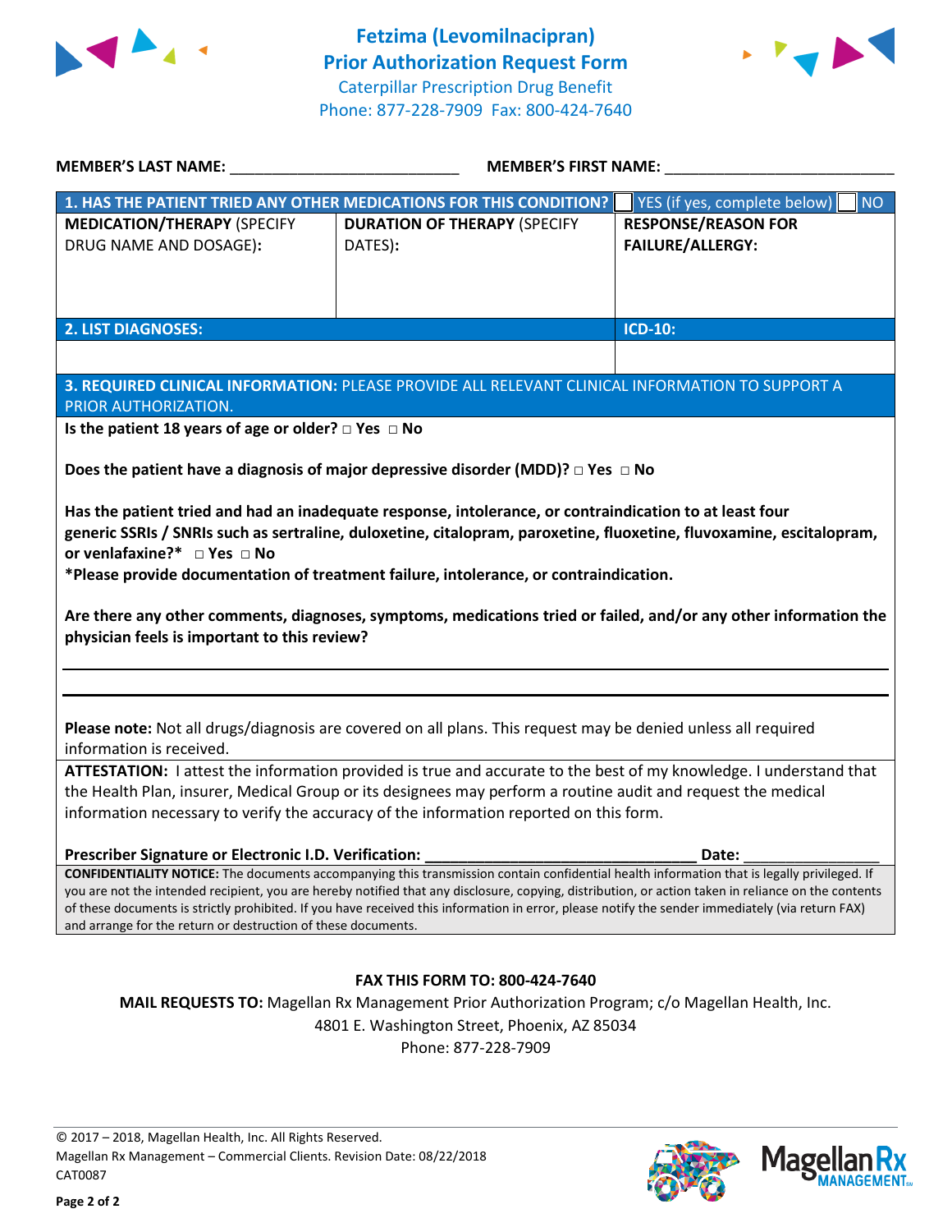# Fetzima (Levomilnacipran)
## Prior Authorization Request Form

Caterpillar Prescription Drug Benefit
Phone: 877-228-7909 Fax: 800-424-7640

**MEMBER'S LAST NAME:** ___________________________ **MEMBER'S FIRST NAME:** ___________________________

| **1. HAS THE PATIENT TRIED ANY OTHER MEDICATIONS FOR THIS CONDITION?** | | ☐ YES (if yes, complete below) ☐ NO |
|---|---|---|
| **MEDICATION/THERAPY** (SPECIFY DRUG NAME AND DOSAGE): | **DURATION OF THERAPY** (SPECIFY DATES): | **RESPONSE/REASON FOR FAILURE/ALLERGY:** |
| | | |

| **2. LIST DIAGNOSES:** | **ICD-10:** |
|---|---|
| | |

**3. REQUIRED CLINICAL INFORMATION:** PLEASE PROVIDE ALL RELEVANT CLINICAL INFORMATION TO SUPPORT A PRIOR AUTHORIZATION.

**Is the patient 18 years of age or older? □ Yes □ No**

**Does the patient have a diagnosis of major depressive disorder (MDD)? □ Yes □ No**

**Has the patient tried and had an inadequate response, intolerance, or contraindication to at least four generic SSRIs / SNRIs such as sertraline, duloxetine, citalopram, paroxetine, fluoxetine, fluvoxamine, escitalopram, or venlafaxine?* □ Yes □ No**
**\*Please provide documentation of treatment failure, intolerance, or contraindication.**

**Are there any other comments, diagnoses, symptoms, medications tried or failed, and/or any other information the physician feels is important to this review?**

_______________________________________________________________________________

_______________________________________________________________________________

**Please note:** Not all drugs/diagnosis are covered on all plans. This request may be denied unless all required information is received.

**ATTESTATION:** I attest the information provided is true and accurate to the best of my knowledge. I understand that the Health Plan, insurer, Medical Group or its designees may perform a routine audit and request the medical information necessary to verify the accuracy of the information reported on this form.

**Prescriber Signature or Electronic I.D. Verification:** ________________________________ **Date:** ________________

**CONFIDENTIALITY NOTICE:** The documents accompanying this transmission contain confidential health information that is legally privileged. If you are not the intended recipient, you are hereby notified that any disclosure, copying, distribution, or action taken in reliance on the contents of these documents is strictly prohibited. If you have received this information in error, please notify the sender immediately (via return FAX) and arrange for the return or destruction of these documents.

**FAX THIS FORM TO: 800-424-7640**

**MAIL REQUESTS TO:** Magellan Rx Management Prior Authorization Program; c/o Magellan Health, Inc.
4801 E. Washington Street, Phoenix, AZ 85034
Phone: 877-228-7909

© 2017 – 2018, Magellan Health, Inc. All Rights Reserved.
Magellan Rx Management – Commercial Clients. Revision Date: 08/22/2018
CAT0087